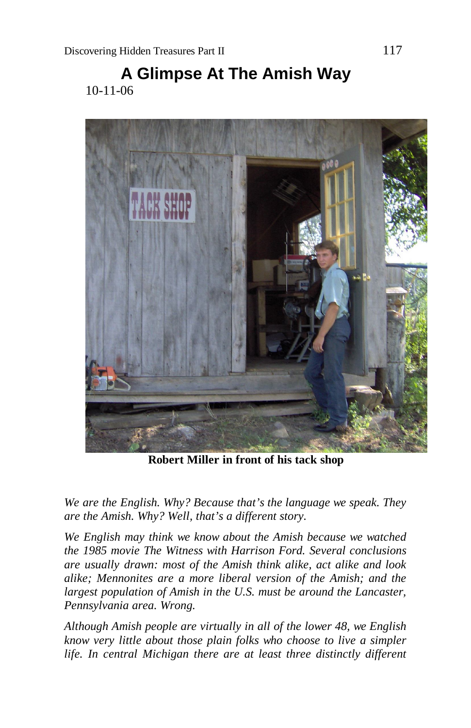# A Glimpse At The Amish Way

10-11-06

**Robert Miller in front of his tack shop**

*We are the English. Why? Because that's the language we speak. They are the Amish. Why? Well, that's a different story.*

*We English may think we know about the Amish because we watched the 1985 movie The Witness with Harrison Ford. Several conclusions are usually drawn: most of the Amish think alike, act alike and look alike; Mennonites are a more liberal version of the Amish; and the largest population of Amish in the U.S. must be around the Lancaster, Pennsylvania area. Wrong.*

*Although Amish people are virtually in all of the lower 48, we English know very little about those plain folks who choose to live a simpler life. In central Michigan there are at least three distinctly different*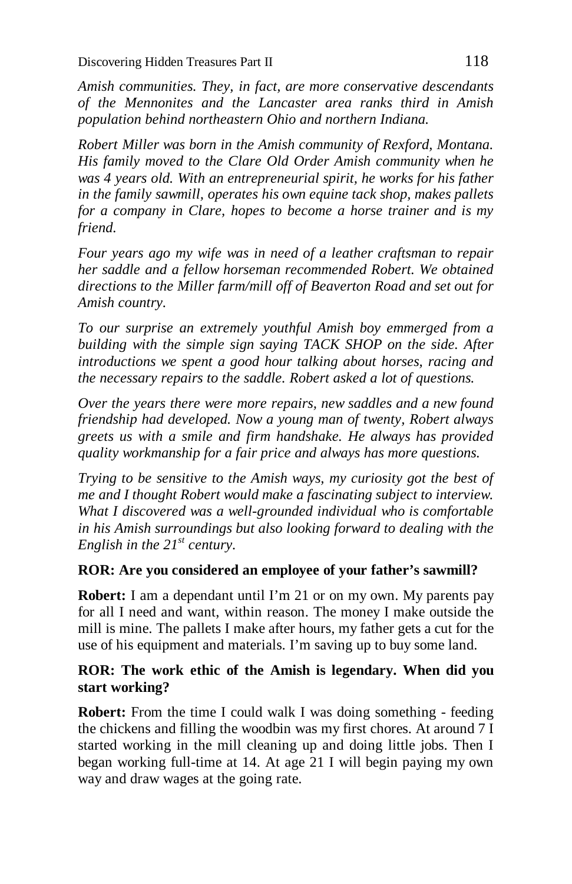*Amish communities. They, in fact, are more conservative descendants of the Mennonites and the Lancaster area ranks third in Amish population behind northeastern Ohio and northern Indiana.*

*Robert Miller was born in the Amish community of Rexford, Montana. His family moved to the Clare Old Order Amish community when he was 4 years old. With an entrepreneurial spirit, he works for his father in the family sawmill, operates his own equine tack shop, makes pallets for a company in Clare, hopes to become a horse trainer and is my friend.*

*Four years ago my wife was in need of a leather craftsman to repair her saddle and a fellow horseman recommended Robert. We obtained directions to the Miller farm/mill off of Beaverton Road and set out for Amish country.*

*To our surprise an extremely youthful Amish boy emmerged from a building with the simple sign saying TACK SHOP on the side. After introductions we spent a good hour talking about horses, racing and the necessary repairs to the saddle. Robert asked a lot of questions.*

*Over the years there were more repairs, new saddles and a new found friendship had developed. Now a young man of twenty, Robert always greets us with a smile and firm handshake. He always has provided quality workmanship for a fair price and always has more questions.*

*Trying to be sensitive to the Amish ways, my curiosity got the best of me and I thought Robert would make a fascinating subject to interview. What I discovered was a well-grounded individual who is comfortable in his Amish surroundings but also looking forward to dealing with the English in the 21st century.*

**ROR: Are you considered an employee of your father's sawmill?**

**Robert:** I am a dependant until I'm 21 or on my own. My parents pay for all I need and want, within reason. The money I make outside the mill is mine. The pallets I make after hours, my father gets a cut for the use of his equipment and materials. I'm saving up to buy some land.

**ROR: The work ethic of the Amish is legendary. When did you start working?**

**Robert:** From the time I could walk I was doing something - feeding the chickens and filling the woodbin was my first chores. At around 7 I started working in the mill cleaning up and doing little jobs. Then I began working full-time at 14. At age 21 I will begin paying my own way and draw wages at the going rate.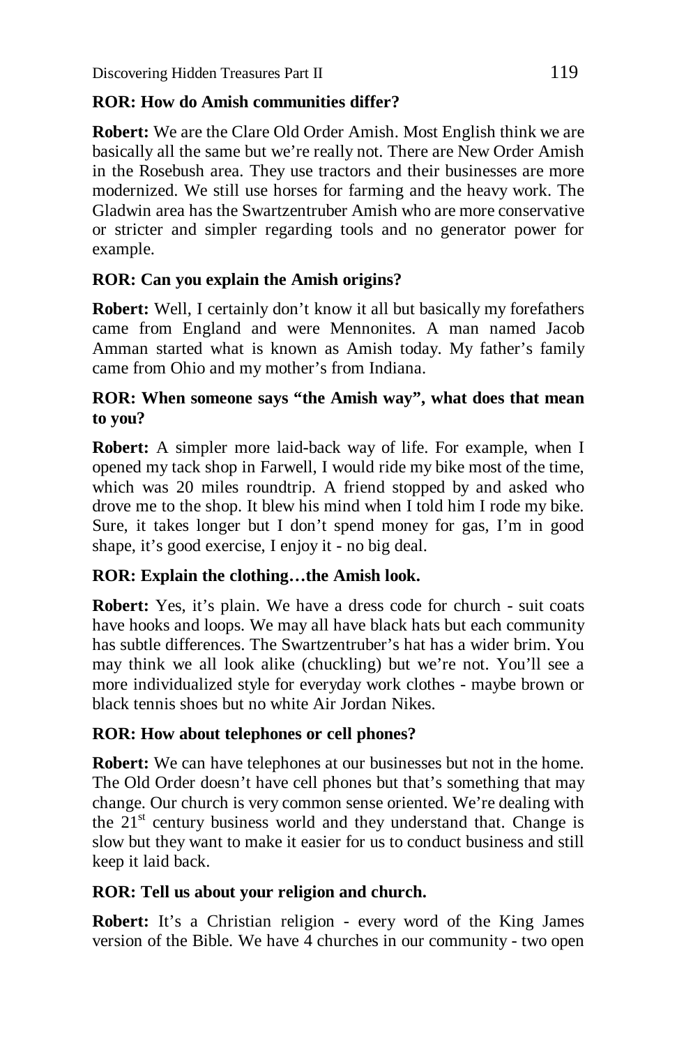**ROR: How do Amish communities differ?**

**Robert:** We are the Clare Old Order Amish. Most English think we are basically all the same but we're really not. There are New Order Amish in the Rosebush area. They use tractors and their businesses are more modernized. We still use horses for farming and the heavy work. The Gladwin area has the Swartzentruber Amish who are more conservative or stricter and simpler regarding tools and no generator power for example.

**ROR: Can you explain the Amish origins?**

**Robert:** Well, I certainly don't know it all but basically my forefathers came from England and were Mennonites. A man named Jacob Amman started what is known as Amish today. My father's family came from Ohio and my mother's from Indiana.

**ROR: When someone says "the Amish way", what does that mean to you?**

**Robert:** A simpler more laid-back way of life. For example, when I opened my tack shop in Farwell, I would ride my bike most of the time, which was 20 miles roundtrip. A friend stopped by and asked who drove me to the shop. It blew his mind when I told him I rode my bike. Sure, it takes longer but I don't spend money for gas, I'm in good shape, it's good exercise, I enjoy it - no big deal.

**ROR: Explain the clothing…the Amish look.**

**Robert:** Yes, it's plain. We have a dress code for church - suit coats have hooks and loops. We may all have black hats but each community has subtle differences. The Swartzentruber's hat has a wider brim. You may think we all look alike (chuckling) but we're not. You'll see a more individualized style for everyday work clothes - maybe brown or black tennis shoes but no white Air Jordan Nikes.

**ROR: How about telephones or cell phones?**

**Robert:** We can have telephones at our businesses but not in the home. The Old Order doesn't have cell phones but that's something that may change. Our church is very common sense oriented. We're dealing with the 21st century business world and they understand that. Change is slow but they want to make it easier for us to conduct business and still keep it laid back.

**ROR: Tell us about your religion and church.**

**Robert:** It's a Christian religion - every word of the King James version of the Bible. We have 4 churches in our community - two open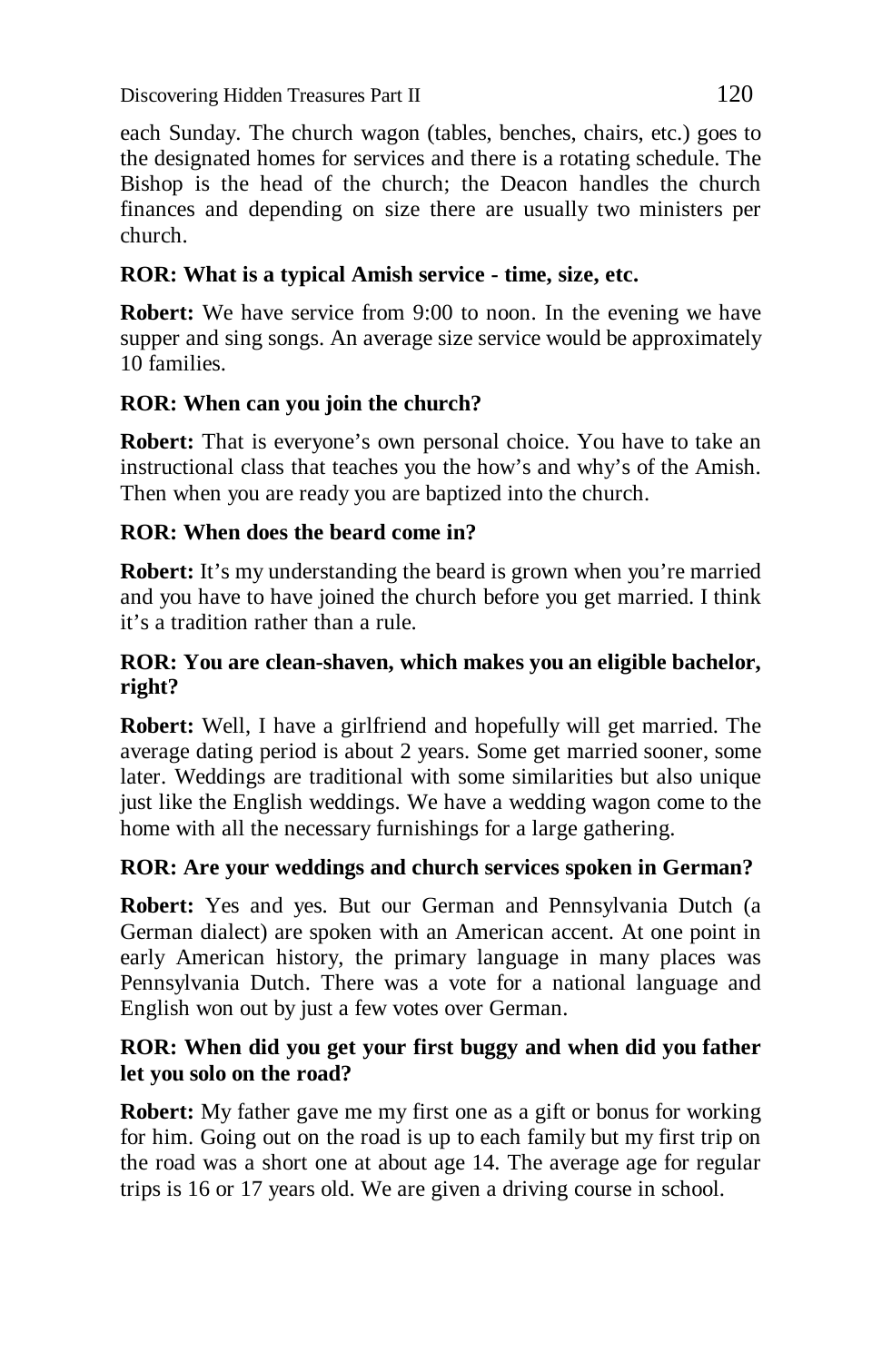each Sunday. The church wagon (tables, benches, chairs, etc.) goes to the designated homes for services and there is a rotating schedule. The Bishop is the head of the church; the Deacon handles the church finances and depending on size there are usually two ministers per church.

**ROR: What is a typical Amish service - time, size, etc.**

**Robert:** We have service from 9:00 to noon. In the evening we have supper and sing songs. An average size service would be approximately 10 families.

**ROR: When can you join the church?**

**Robert:** That is everyone's own personal choice. You have to take an instructional class that teaches you the how's and why's of the Amish. Then when you are ready you are baptized into the church.

**ROR: When does the beard come in?**

**Robert:** It's my understanding the beard is grown when you're married and you have to have joined the church before you get married. I think it's a tradition rather than a rule.

**ROR: You are clean-shaven, which makes you an eligible bachelor, right?**

**Robert:** Well, I have a girlfriend and hopefully will get married. The average dating period is about 2 years. Some get married sooner, some later. Weddings are traditional with some similarities but also unique just like the English weddings. We have a wedding wagon come to the home with all the necessary furnishings for a large gathering.

**ROR: Are your weddings and church services spoken in German?**

**Robert:** Yes and yes. But our German and Pennsylvania Dutch (a German dialect) are spoken with an American accent. At one point in early American history, the primary language in many places was Pennsylvania Dutch. There was a vote for a national language and English won out by just a few votes over German.

**ROR: When did you get your first buggy and when did you father let you solo on the road?**

**Robert:** My father gave me my first one as a gift or bonus for working for him. Going out on the road is up to each family but my first trip on the road was a short one at about age 14. The average age for regular trips is 16 or 17 years old. We are given a driving course in school.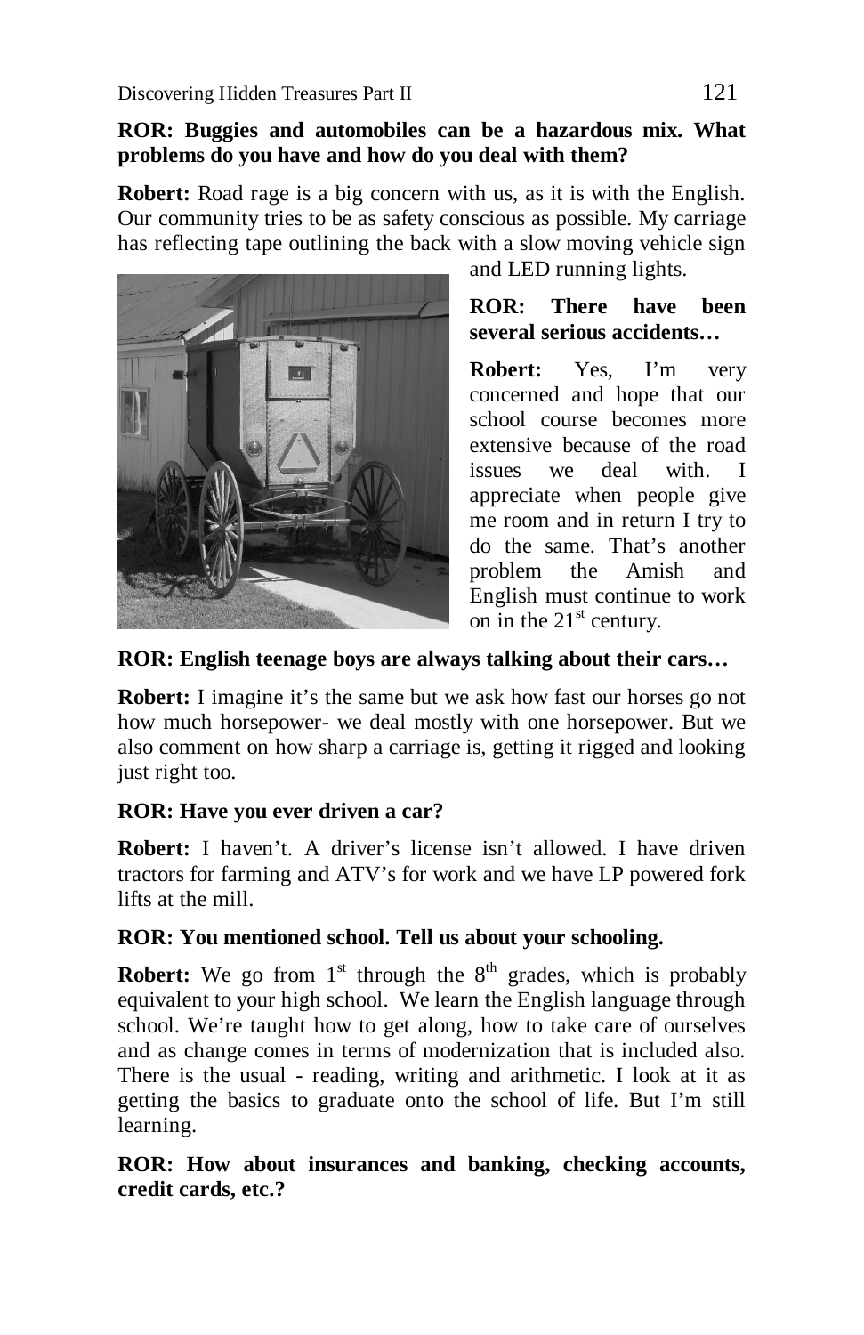**ROR: Buggies and automobiles can be a hazardous mix. What problems do you have and how do you deal with them?**

**Robert:** Road rage is a big concern with us, as it is with the English. Our community tries to be as safety conscious as possible. My carriage has reflecting tape outlining the back with a slow moving vehicle sign and LED running lights.

**ROR: There have been several serious accidents…**

**Robert:** Yes, I'm very concerned and hope that our school course becomes more extensive because of the road issues we deal with. I appreciate when people give me room and in return I try to do the same. That's another problem the Amish and English must continue to work on in the 21st century.

**ROR: English teenage boys are always talking about their cars…**

**Robert:** I imagine it's the same but we ask how fast our horses go not how much horsepower- we deal mostly with one horsepower. But we also comment on how sharp a carriage is, getting it rigged and looking just right too.

**ROR: Have you ever driven a car?**

**Robert:** I haven't. A driver's license isn't allowed. I have driven tractors for farming and ATV's for work and we have LP powered fork lifts at the mill.

**ROR: You mentioned school. Tell us about your schooling.**

**Robert:** We go from 1st through the 8th grades, which is probably equivalent to your high school. We learn the English language through school. We're taught how to get along, how to take care of ourselves and as change comes in terms of modernization that is included also. There is the usual - reading, writing and arithmetic. I look at it as getting the basics to graduate onto the school of life. But I'm still learning.

**ROR: How about insurances and banking, checking accounts, credit cards, etc.?**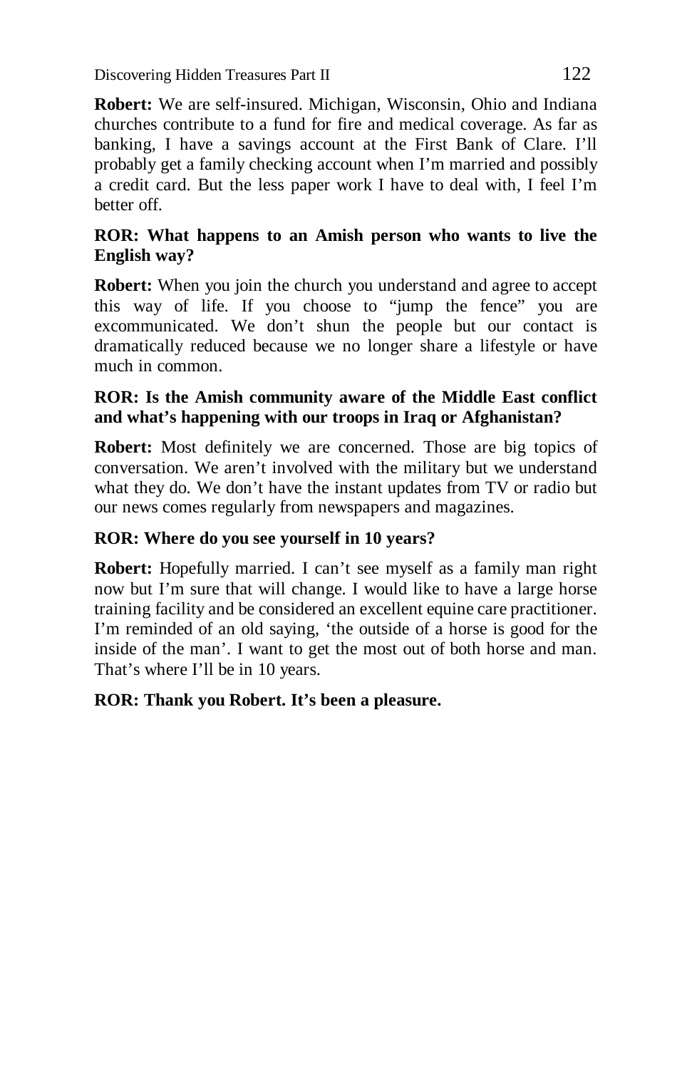**Robert:** We are self-insured. Michigan, Wisconsin, Ohio and Indiana churches contribute to a fund for fire and medical coverage. As far as banking, I have a savings account at the First Bank of Clare. I'll probably get a family checking account when I'm married and possibly a credit card. But the less paper work I have to deal with, I feel I'm better off.

**ROR: What happens to an Amish person who wants to live the English way?**

**Robert:** When you join the church you understand and agree to accept this way of life. If you choose to "jump the fence" you are excommunicated. We don't shun the people but our contact is dramatically reduced because we no longer share a lifestyle or have much in common.

**ROR: Is the Amish community aware of the Middle East conflict and what's happening with our troops in Iraq or Afghanistan?**

**Robert:** Most definitely we are concerned. Those are big topics of conversation. We aren't involved with the military but we understand what they do. We don't have the instant updates from TV or radio but our news comes regularly from newspapers and magazines.

**ROR: Where do you see yourself in 10 years?**

**Robert:** Hopefully married. I can't see myself as a family man right now but I'm sure that will change. I would like to have a large horse training facility and be considered an excellent equine care practitioner. I'm reminded of an old saying, 'the outside of a horse is good for the inside of the man'. I want to get the most out of both horse and man. That's where I'll be in 10 years.

**ROR: Thank you Robert. It's been a pleasure.**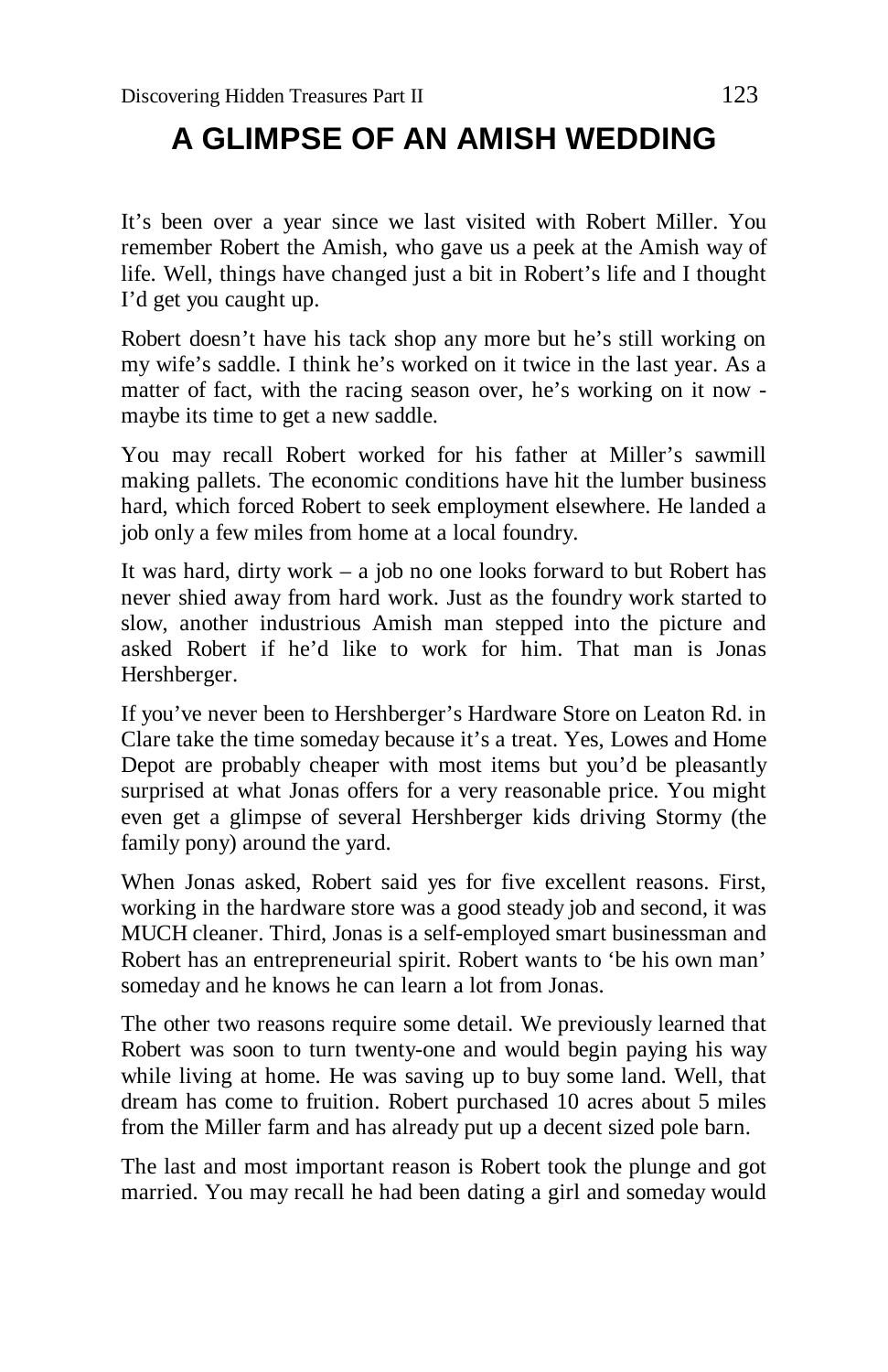# A GLIMPSE OF AN AMISH WEDDING

It's been over a year since we last visited with Robert Miller. You remember Robert the Amish, who gave us a peek at the Amish way of life. Well, things have changed just a bit in Robert's life and I thought I'd get you caught up.

Robert doesn't have his tack shop any more but he's still working on my wife's saddle. I think he's worked on it twice in the last year. As a matter of fact, with the racing season over, he's working on it now - maybe its time to get a new saddle.

You may recall Robert worked for his father at Miller's sawmill making pallets. The economic conditions have hit the lumber business hard, which forced Robert to seek employment elsewhere. He landed a job only a few miles from home at a local foundry.

It was hard, dirty work – a job no one looks forward to but Robert has never shied away from hard work. Just as the foundry work started to slow, another industrious Amish man stepped into the picture and asked Robert if he'd like to work for him. That man is Jonas Hershberger.

If you've never been to Hershberger's Hardware Store on Leaton Rd. in Clare take the time someday because it's a treat. Yes, Lowes and Home Depot are probably cheaper with most items but you'd be pleasantly surprised at what Jonas offers for a very reasonable price. You might even get a glimpse of several Hershberger kids driving Stormy (the family pony) around the yard.

When Jonas asked, Robert said yes for five excellent reasons. First, working in the hardware store was a good steady job and second, it was MUCH cleaner. Third, Jonas is a self-employed smart businessman and Robert has an entrepreneurial spirit. Robert wants to 'be his own man' someday and he knows he can learn a lot from Jonas.

The other two reasons require some detail. We previously learned that Robert was soon to turn twenty-one and would begin paying his way while living at home. He was saving up to buy some land. Well, that dream has come to fruition. Robert purchased 10 acres about 5 miles from the Miller farm and has already put up a decent sized pole barn.

The last and most important reason is Robert took the plunge and got married. You may recall he had been dating a girl and someday would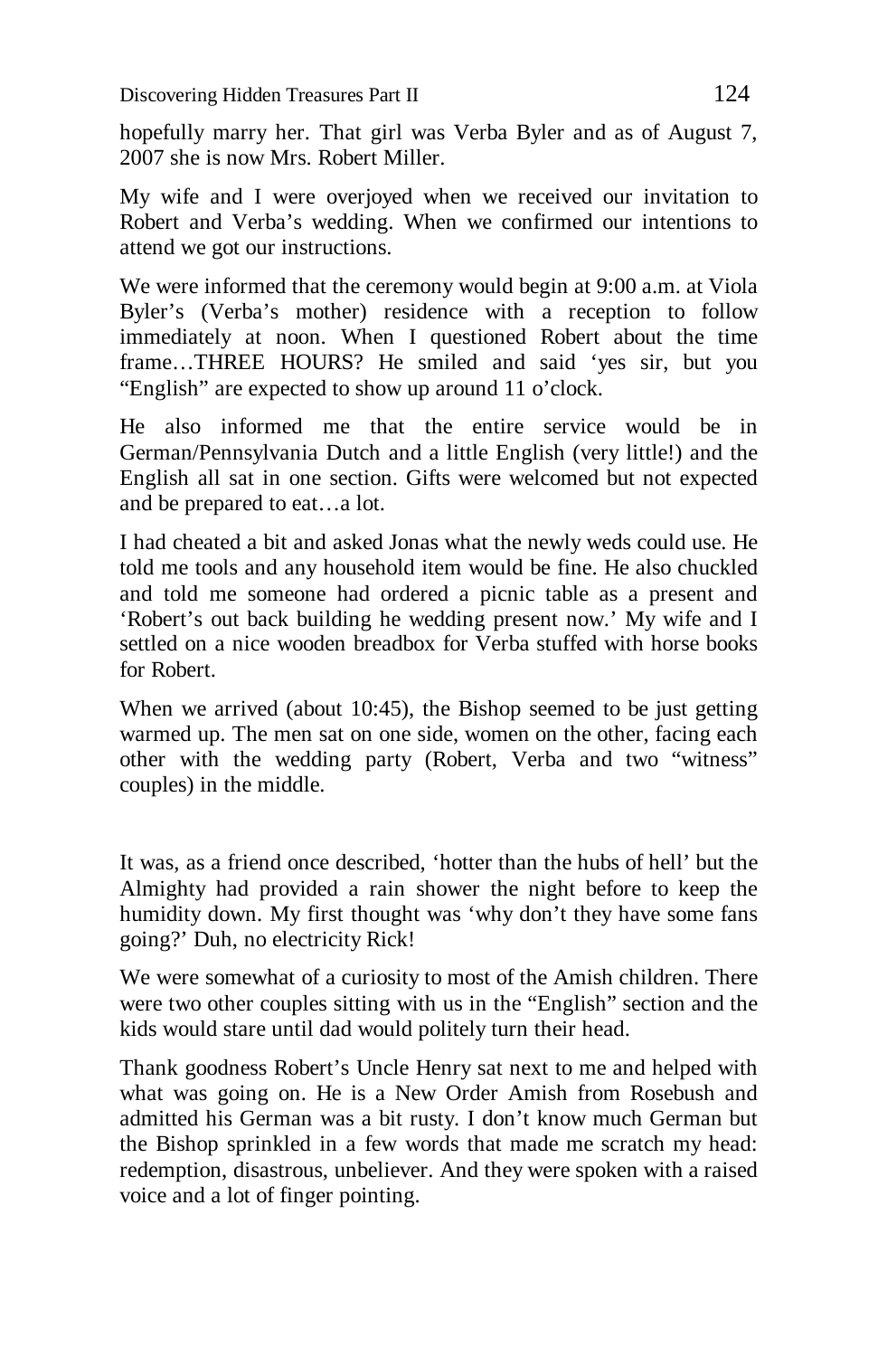hopefully marry her. That girl was Verba Byler and as of August 7, 2007 she is now Mrs. Robert Miller.

My wife and I were overjoyed when we received our invitation to Robert and Verba's wedding. When we confirmed our intentions to attend we got our instructions.

We were informed that the ceremony would begin at 9:00 a.m. at Viola Byler's (Verba's mother) residence with a reception to follow immediately at noon. When I questioned Robert about the time frame…THREE HOURS? He smiled and said 'yes sir, but you "English" are expected to show up around 11 o'clock.

He also informed me that the entire service would be in German/Pennsylvania Dutch and a little English (very little!) and the English all sat in one section. Gifts were welcomed but not expected and be prepared to eat…a lot.

I had cheated a bit and asked Jonas what the newly weds could use. He told me tools and any household item would be fine. He also chuckled and told me someone had ordered a picnic table as a present and 'Robert's out back building he wedding present now.' My wife and I settled on a nice wooden breadbox for Verba stuffed with horse books for Robert.

When we arrived (about 10:45), the Bishop seemed to be just getting warmed up. The men sat on one side, women on the other, facing each other with the wedding party (Robert, Verba and two "witness" couples) in the middle.

It was, as a friend once described, 'hotter than the hubs of hell' but the Almighty had provided a rain shower the night before to keep the humidity down. My first thought was 'why don't they have some fans going?' Duh, no electricity Rick!

We were somewhat of a curiosity to most of the Amish children. There were two other couples sitting with us in the "English" section and the kids would stare until dad would politely turn their head.

Thank goodness Robert's Uncle Henry sat next to me and helped with what was going on. He is a New Order Amish from Rosebush and admitted his German was a bit rusty. I don't know much German but the Bishop sprinkled in a few words that made me scratch my head: redemption, disastrous, unbeliever. And they were spoken with a raised voice and a lot of finger pointing.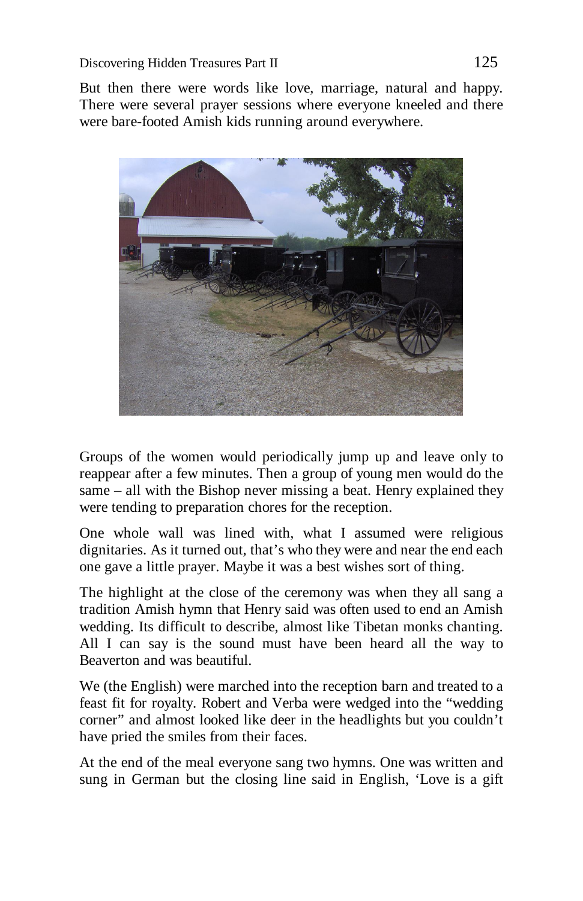But then there were words like love, marriage, natural and happy. There were several prayer sessions where everyone kneeled and there were bare-footed Amish kids running around everywhere.

Groups of the women would periodically jump up and leave only to reappear after a few minutes. Then a group of young men would do the same – all with the Bishop never missing a beat. Henry explained they were tending to preparation chores for the reception.

One whole wall was lined with, what I assumed were religious dignitaries. As it turned out, that's who they were and near the end each one gave a little prayer. Maybe it was a best wishes sort of thing.

The highlight at the close of the ceremony was when they all sang a tradition Amish hymn that Henry said was often used to end an Amish wedding. Its difficult to describe, almost like Tibetan monks chanting. All I can say is the sound must have been heard all the way to Beaverton and was beautiful.

We (the English) were marched into the reception barn and treated to a feast fit for royalty. Robert and Verba were wedged into the "wedding corner" and almost looked like deer in the headlights but you couldn't have pried the smiles from their faces.

At the end of the meal everyone sang two hymns. One was written and sung in German but the closing line said in English, 'Love is a gift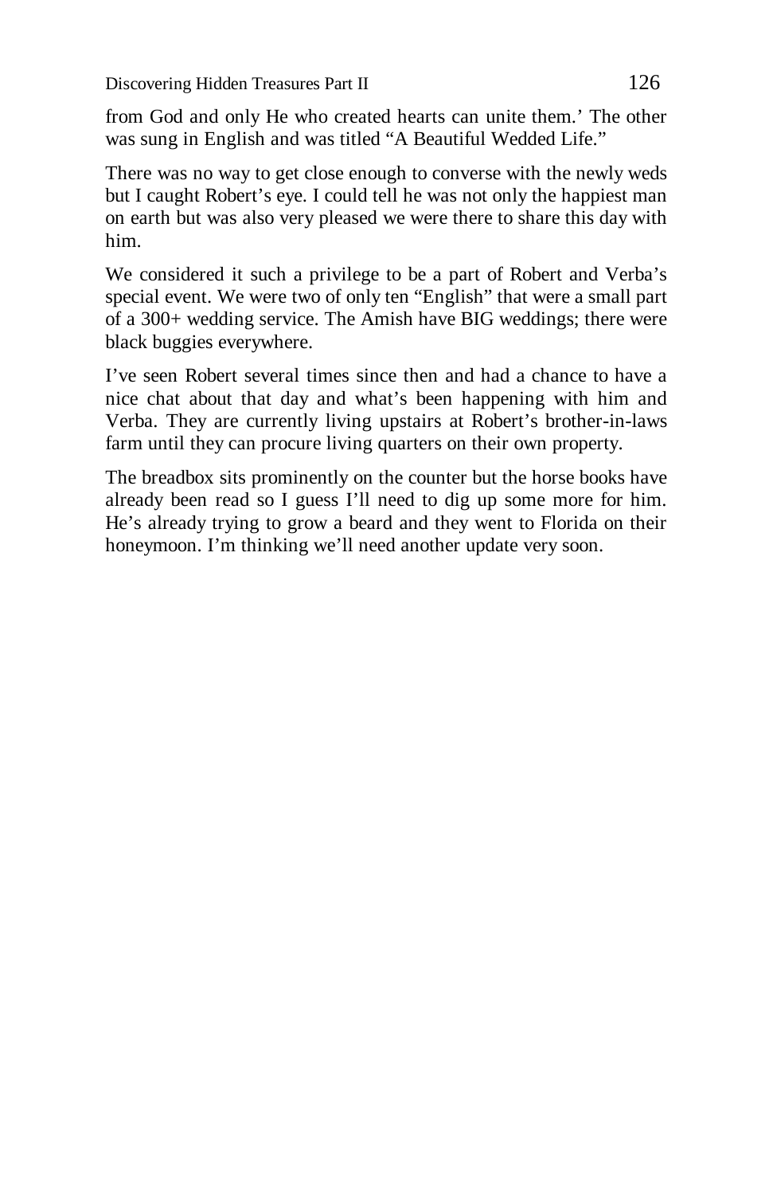from God and only He who created hearts can unite them.' The other was sung in English and was titled "A Beautiful Wedded Life."

There was no way to get close enough to converse with the newly weds but I caught Robert's eye. I could tell he was not only the happiest man on earth but was also very pleased we were there to share this day with him.

We considered it such a privilege to be a part of Robert and Verba's special event. We were two of only ten "English" that were a small part of a 300+ wedding service. The Amish have BIG weddings; there were black buggies everywhere.

I've seen Robert several times since then and had a chance to have a nice chat about that day and what's been happening with him and Verba. They are currently living upstairs at Robert's brother-in-laws farm until they can procure living quarters on their own property.

The breadbox sits prominently on the counter but the horse books have already been read so I guess I'll need to dig up some more for him. He's already trying to grow a beard and they went to Florida on their honeymoon. I'm thinking we'll need another update very soon.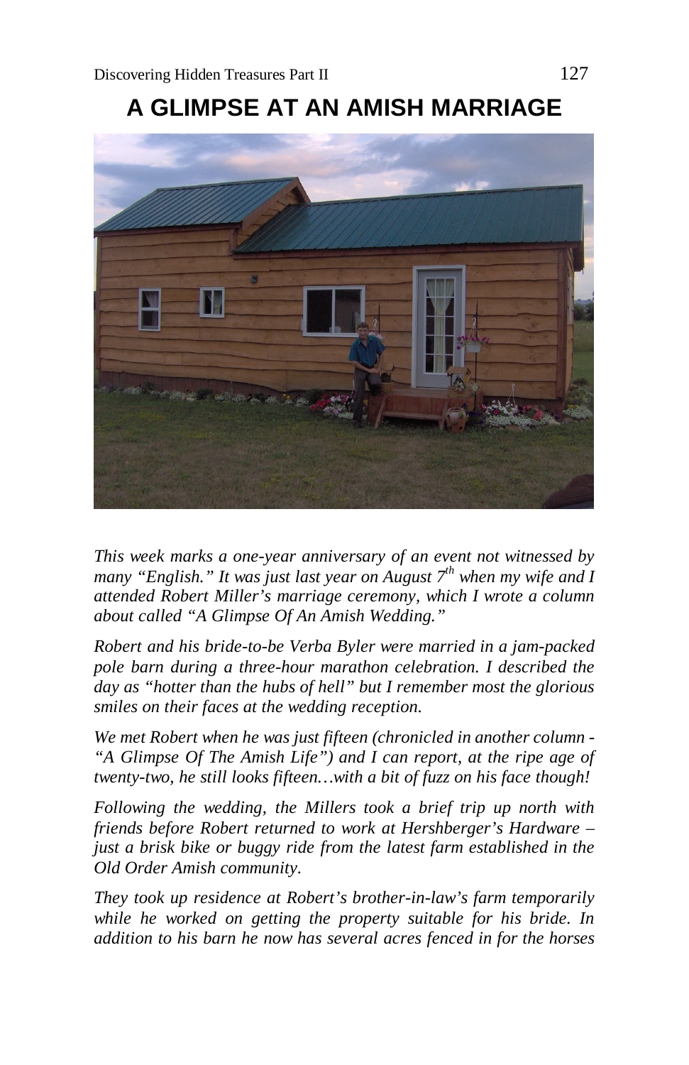# A GLIMPSE AT AN AMISH MARRIAGE

*This week marks a one-year anniversary of an event not witnessed by many "English." It was just last year on August 7th when my wife and I attended Robert Miller's marriage ceremony, which I wrote a column about called "A Glimpse Of An Amish Wedding."*

*Robert and his bride-to-be Verba Byler were married in a jam-packed pole barn during a three-hour marathon celebration. I described the day as "hotter than the hubs of hell" but I remember most the glorious smiles on their faces at the wedding reception.*

*We met Robert when he was just fifteen (chronicled in another column - "A Glimpse Of The Amish Life") and I can report, at the ripe age of twenty-two, he still looks fifteen…with a bit of fuzz on his face though!*

*Following the wedding, the Millers took a brief trip up north with friends before Robert returned to work at Hershberger's Hardware – just a brisk bike or buggy ride from the latest farm established in the Old Order Amish community.*

*They took up residence at Robert's brother-in-law's farm temporarily while he worked on getting the property suitable for his bride. In addition to his barn he now has several acres fenced in for the horses*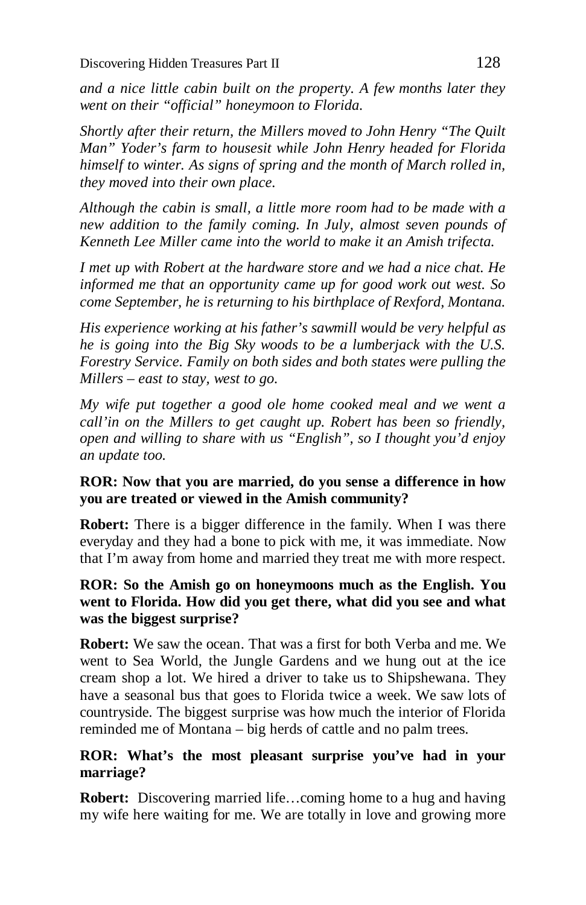*and a nice little cabin built on the property. A few months later they went on their "official" honeymoon to Florida.*

*Shortly after their return, the Millers moved to John Henry "The Quilt Man" Yoder's farm to housesit while John Henry headed for Florida himself to winter. As signs of spring and the month of March rolled in, they moved into their own place.*

*Although the cabin is small, a little more room had to be made with a new addition to the family coming. In July, almost seven pounds of Kenneth Lee Miller came into the world to make it an Amish trifecta.*

*I met up with Robert at the hardware store and we had a nice chat. He informed me that an opportunity came up for good work out west. So come September, he is returning to his birthplace of Rexford, Montana.*

*His experience working at his father's sawmill would be very helpful as he is going into the Big Sky woods to be a lumberjack with the U.S. Forestry Service. Family on both sides and both states were pulling the Millers – east to stay, west to go.*

*My wife put together a good ole home cooked meal and we went a call'in on the Millers to get caught up. Robert has been so friendly, open and willing to share with us "English", so I thought you'd enjoy an update too.*

**ROR: Now that you are married, do you sense a difference in how you are treated or viewed in the Amish community?**

**Robert:** There is a bigger difference in the family. When I was there everyday and they had a bone to pick with me, it was immediate. Now that I'm away from home and married they treat me with more respect.

**ROR: So the Amish go on honeymoons much as the English. You went to Florida. How did you get there, what did you see and what was the biggest surprise?**

**Robert:** We saw the ocean. That was a first for both Verba and me. We went to Sea World, the Jungle Gardens and we hung out at the ice cream shop a lot. We hired a driver to take us to Shipshewana. They have a seasonal bus that goes to Florida twice a week. We saw lots of countryside. The biggest surprise was how much the interior of Florida reminded me of Montana – big herds of cattle and no palm trees.

**ROR: What's the most pleasant surprise you've had in your marriage?**

**Robert:** Discovering married life…coming home to a hug and having my wife here waiting for me. We are totally in love and growing more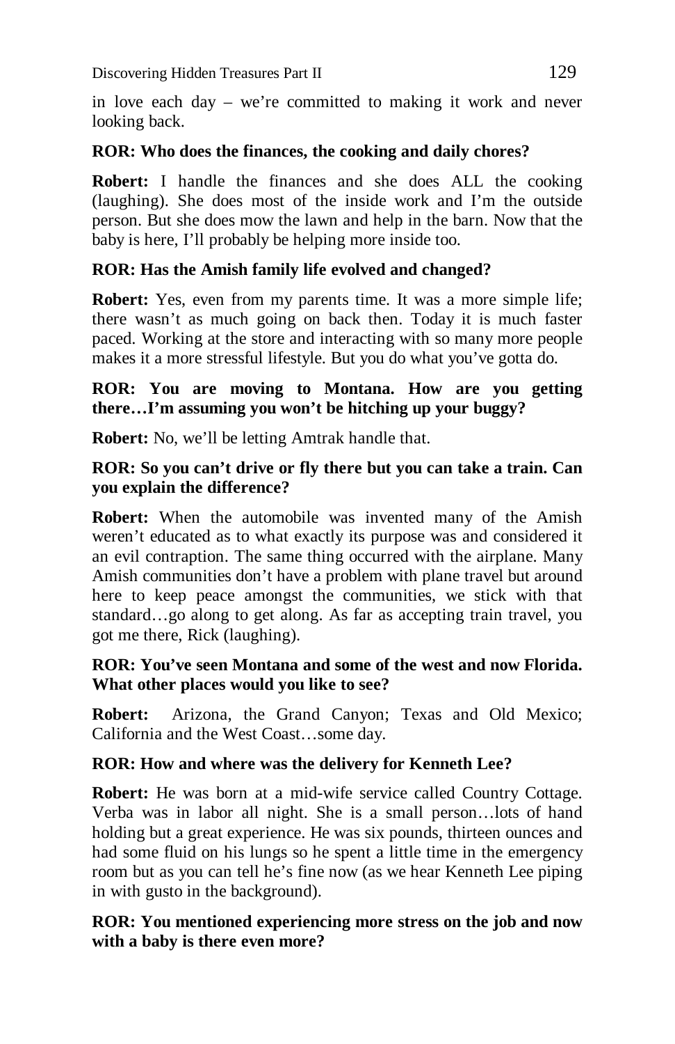in love each day – we're committed to making it work and never looking back.

**ROR: Who does the finances, the cooking and daily chores?**

**Robert:** I handle the finances and she does ALL the cooking (laughing). She does most of the inside work and I'm the outside person. But she does mow the lawn and help in the barn. Now that the baby is here, I'll probably be helping more inside too.

**ROR: Has the Amish family life evolved and changed?**

**Robert:** Yes, even from my parents time. It was a more simple life; there wasn't as much going on back then. Today it is much faster paced. Working at the store and interacting with so many more people makes it a more stressful lifestyle. But you do what you've gotta do.

**ROR: You are moving to Montana. How are you getting there…I'm assuming you won't be hitching up your buggy?**

**Robert:** No, we'll be letting Amtrak handle that.

**ROR: So you can't drive or fly there but you can take a train. Can you explain the difference?**

**Robert:** When the automobile was invented many of the Amish weren't educated as to what exactly its purpose was and considered it an evil contraption. The same thing occurred with the airplane. Many Amish communities don't have a problem with plane travel but around here to keep peace amongst the communities, we stick with that standard…go along to get along. As far as accepting train travel, you got me there, Rick (laughing).

**ROR: You've seen Montana and some of the west and now Florida. What other places would you like to see?**

**Robert:** Arizona, the Grand Canyon; Texas and Old Mexico; California and the West Coast…some day.

**ROR: How and where was the delivery for Kenneth Lee?**

**Robert:** He was born at a mid-wife service called Country Cottage. Verba was in labor all night. She is a small person…lots of hand holding but a great experience. He was six pounds, thirteen ounces and had some fluid on his lungs so he spent a little time in the emergency room but as you can tell he's fine now (as we hear Kenneth Lee piping in with gusto in the background).

**ROR: You mentioned experiencing more stress on the job and now with a baby is there even more?**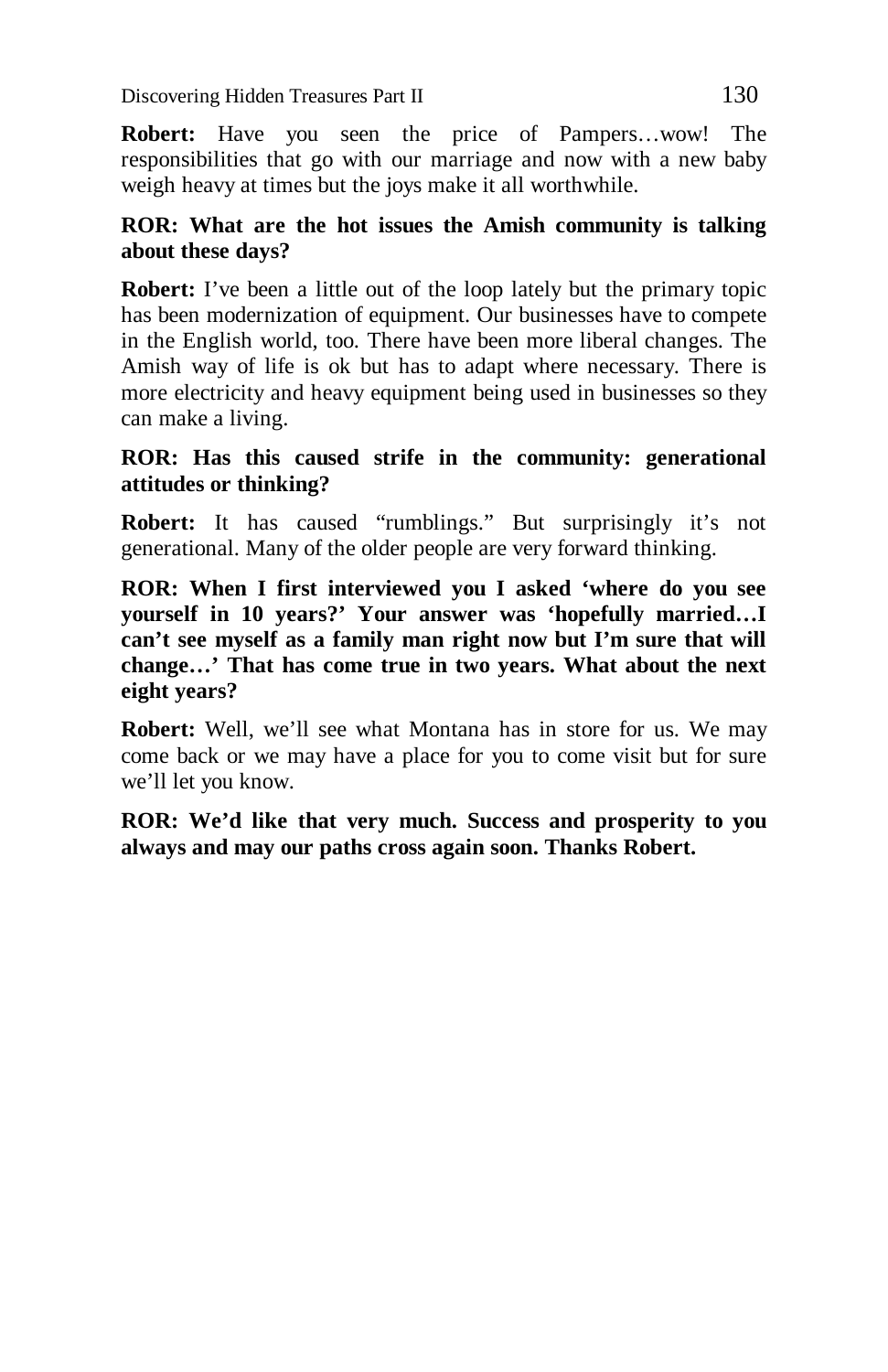**Robert:** Have you seen the price of Pampers…wow! The responsibilities that go with our marriage and now with a new baby weigh heavy at times but the joys make it all worthwhile.

**ROR: What are the hot issues the Amish community is talking about these days?**

**Robert:** I've been a little out of the loop lately but the primary topic has been modernization of equipment. Our businesses have to compete in the English world, too. There have been more liberal changes. The Amish way of life is ok but has to adapt where necessary. There is more electricity and heavy equipment being used in businesses so they can make a living.

**ROR: Has this caused strife in the community: generational attitudes or thinking?**

**Robert:** It has caused "rumblings." But surprisingly it's not generational. Many of the older people are very forward thinking.

**ROR: When I first interviewed you I asked 'where do you see yourself in 10 years?' Your answer was 'hopefully married…I can't see myself as a family man right now but I'm sure that will change…' That has come true in two years. What about the next eight years?**

**Robert:** Well, we'll see what Montana has in store for us. We may come back or we may have a place for you to come visit but for sure we'll let you know.

**ROR: We'd like that very much. Success and prosperity to you always and may our paths cross again soon. Thanks Robert.**